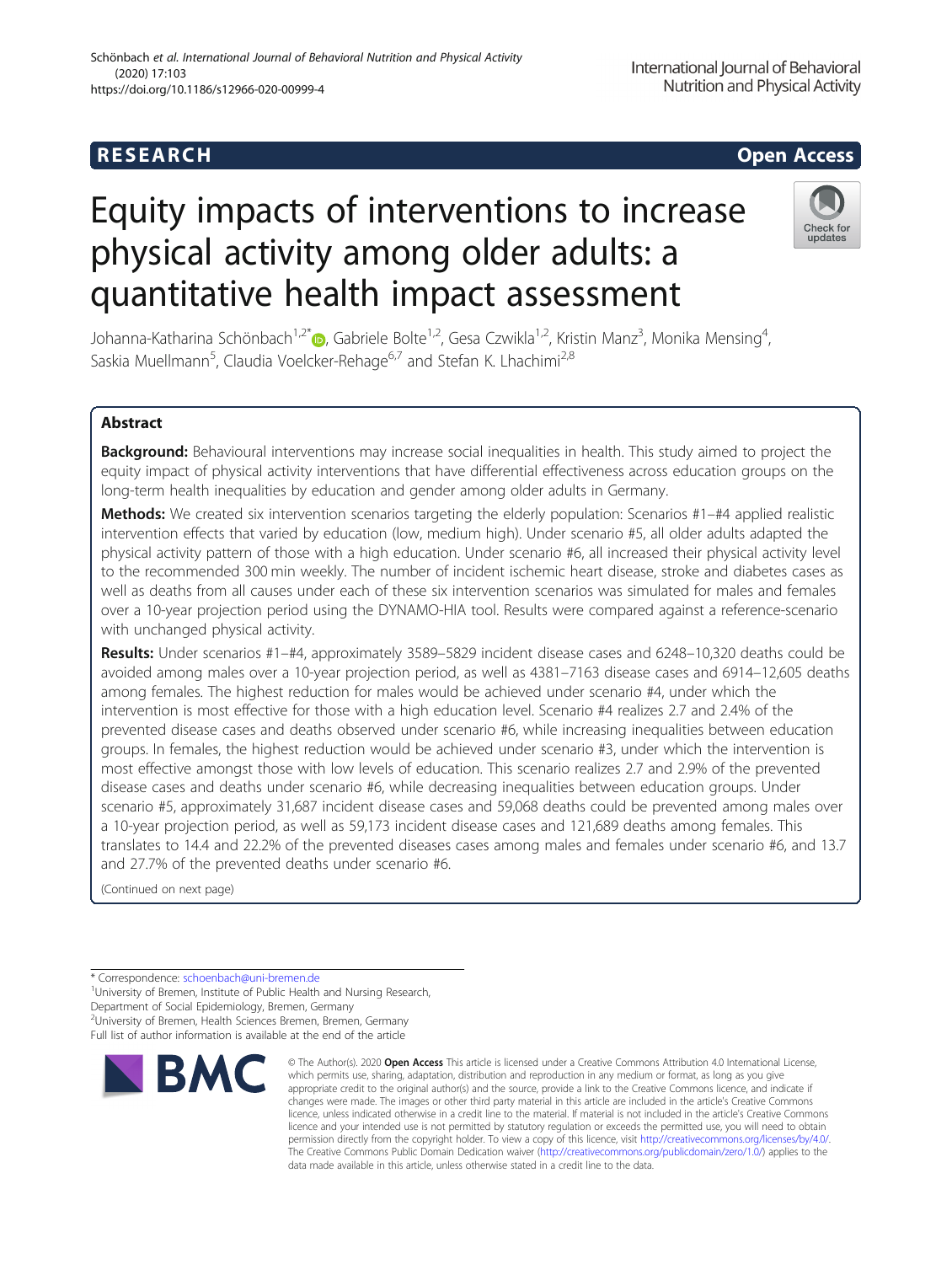RESEARCH

Open Access

# Equity impacts of interventions to increase physical activity among older adults: a quantitative health impact assessment

Johanna-Katharina Schönbach[1,2*], Gabriele Bolte[1,2], Gesa Czwikla[1,2], Kristin Manz[3], Monika Mensing[4], Saskia Muellmann[5], Claudia Voelcker-Rehage[6,7] and Stefan K. Lhachimi[2,8]

## Abstract

**Background:** Behavioural interventions may increase social inequalities in health. This study aimed to project the equity impact of physical activity interventions that have differential effectiveness across education groups on the long-term health inequalities by education and gender among older adults in Germany.

**Methods:** We created six intervention scenarios targeting the elderly population: Scenarios #1–#4 applied realistic intervention effects that varied by education (low, medium high). Under scenario #5, all older adults adapted the physical activity pattern of those with a high education. Under scenario #6, all increased their physical activity level to the recommended 300 min weekly. The number of incident ischemic heart disease, stroke and diabetes cases as well as deaths from all causes under each of these six intervention scenarios was simulated for males and females over a 10-year projection period using the DYNAMO-HIA tool. Results were compared against a reference-scenario with unchanged physical activity.

**Results:** Under scenarios #1–#4, approximately 3589–5829 incident disease cases and 6248–10,320 deaths could be avoided among males over a 10-year projection period, as well as 4381–7163 disease cases and 6914–12,605 deaths among females. The highest reduction for males would be achieved under scenario #4, under which the intervention is most effective for those with a high education level. Scenario #4 realizes 2.7 and 2.4% of the prevented disease cases and deaths observed under scenario #6, while increasing inequalities between education groups. In females, the highest reduction would be achieved under scenario #3, under which the intervention is most effective amongst those with low levels of education. This scenario realizes 2.7 and 2.9% of the prevented disease cases and deaths under scenario #6, while decreasing inequalities between education groups. Under scenario #5, approximately 31,687 incident disease cases and 59,068 deaths could be prevented among males over a 10-year projection period, as well as 59,173 incident disease cases and 121,689 deaths among females. This translates to 14.4 and 22.2% of the prevented diseases cases among males and females under scenario #6, and 13.7 and 27.7% of the prevented deaths under scenario #6.

(Continued on next page)

* Correspondence: schoenbach@uni-bremen.de
[1]University of Bremen, Institute of Public Health and Nursing Research, Department of Social Epidemiology, Bremen, Germany
[2]University of Bremen, Health Sciences Bremen, Bremen, Germany
Full list of author information is available at the end of the article

© The Author(s). 2020 **Open Access** This article is licensed under a Creative Commons Attribution 4.0 International License, which permits use, sharing, adaptation, distribution and reproduction in any medium or format, as long as you give appropriate credit to the original author(s) and the source, provide a link to the Creative Commons licence, and indicate if changes were made. The images or other third party material in this article are included in the article's Creative Commons licence, unless indicated otherwise in a credit line to the material. If material is not included in the article's Creative Commons licence and your intended use is not permitted by statutory regulation or exceeds the permitted use, you will need to obtain permission directly from the copyright holder. To view a copy of this licence, visit http://creativecommons.org/licenses/by/4.0/. The Creative Commons Public Domain Dedication waiver (http://creativecommons.org/publicdomain/zero/1.0/) applies to the data made available in this article, unless otherwise stated in a credit line to the data.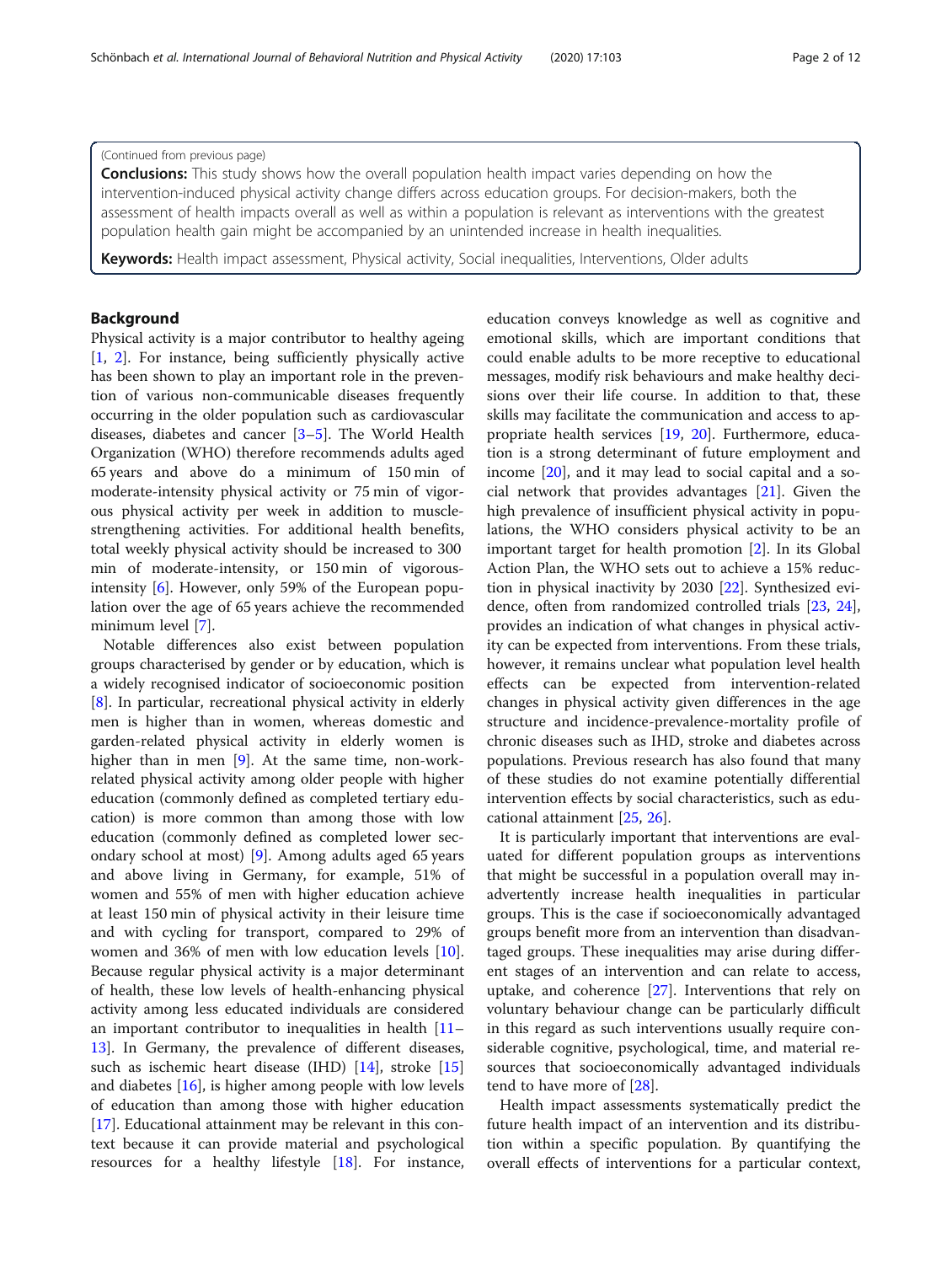(Continued from previous page)

**Conclusions:** This study shows how the overall population health impact varies depending on how the intervention-induced physical activity change differs across education groups. For decision-makers, both the assessment of health impacts overall as well as within a population is relevant as interventions with the greatest population health gain might be accompanied by an unintended increase in health inequalities.

**Keywords:** Health impact assessment, Physical activity, Social inequalities, Interventions, Older adults

## Background

Physical activity is a major contributor to healthy ageing [1, 2]. For instance, being sufficiently physically active has been shown to play an important role in the prevention of various non-communicable diseases frequently occurring in the older population such as cardiovascular diseases, diabetes and cancer [3–5]. The World Health Organization (WHO) therefore recommends adults aged 65 years and above do a minimum of 150 min of moderate-intensity physical activity or 75 min of vigorous physical activity per week in addition to muscle-strengthening activities. For additional health benefits, total weekly physical activity should be increased to 300 min of moderate-intensity, or 150 min of vigorous-intensity [6]. However, only 59% of the European population over the age of 65 years achieve the recommended minimum level [7].

Notable differences also exist between population groups characterised by gender or by education, which is a widely recognised indicator of socioeconomic position [8]. In particular, recreational physical activity in elderly men is higher than in women, whereas domestic and garden-related physical activity in elderly women is higher than in men [9]. At the same time, non-work-related physical activity among older people with higher education (commonly defined as completed tertiary education) is more common than among those with low education (commonly defined as completed lower secondary school at most) [9]. Among adults aged 65 years and above living in Germany, for example, 51% of women and 55% of men with higher education achieve at least 150 min of physical activity in their leisure time and with cycling for transport, compared to 29% of women and 36% of men with low education levels [10]. Because regular physical activity is a major determinant of health, these low levels of health-enhancing physical activity among less educated individuals are considered an important contributor to inequalities in health [11–13]. In Germany, the prevalence of different diseases, such as ischemic heart disease (IHD) [14], stroke [15] and diabetes [16], is higher among people with low levels of education than among those with higher education [17]. Educational attainment may be relevant in this context because it can provide material and psychological resources for a healthy lifestyle [18]. For instance, education conveys knowledge as well as cognitive and emotional skills, which are important conditions that could enable adults to be more receptive to educational messages, modify risk behaviours and make healthy decisions over their life course. In addition to that, these skills may facilitate the communication and access to appropriate health services [19, 20]. Furthermore, education is a strong determinant of future employment and income [20], and it may lead to social capital and a social network that provides advantages [21]. Given the high prevalence of insufficient physical activity in populations, the WHO considers physical activity to be an important target for health promotion [2]. In its Global Action Plan, the WHO sets out to achieve a 15% reduction in physical inactivity by 2030 [22]. Synthesized evidence, often from randomized controlled trials [23, 24], provides an indication of what changes in physical activity can be expected from interventions. From these trials, however, it remains unclear what population level health effects can be expected from intervention-related changes in physical activity given differences in the age structure and incidence-prevalence-mortality profile of chronic diseases such as IHD, stroke and diabetes across populations. Previous research has also found that many of these studies do not examine potentially differential intervention effects by social characteristics, such as educational attainment [25, 26].

It is particularly important that interventions are evaluated for different population groups as interventions that might be successful in a population overall may inadvertently increase health inequalities in particular groups. This is the case if socioeconomically advantaged groups benefit more from an intervention than disadvantaged groups. These inequalities may arise during different stages of an intervention and can relate to access, uptake, and coherence [27]. Interventions that rely on voluntary behaviour change can be particularly difficult in this regard as such interventions usually require considerable cognitive, psychological, time, and material resources that socioeconomically advantaged individuals tend to have more of [28].

Health impact assessments systematically predict the future health impact of an intervention and its distribution within a specific population. By quantifying the overall effects of interventions for a particular context,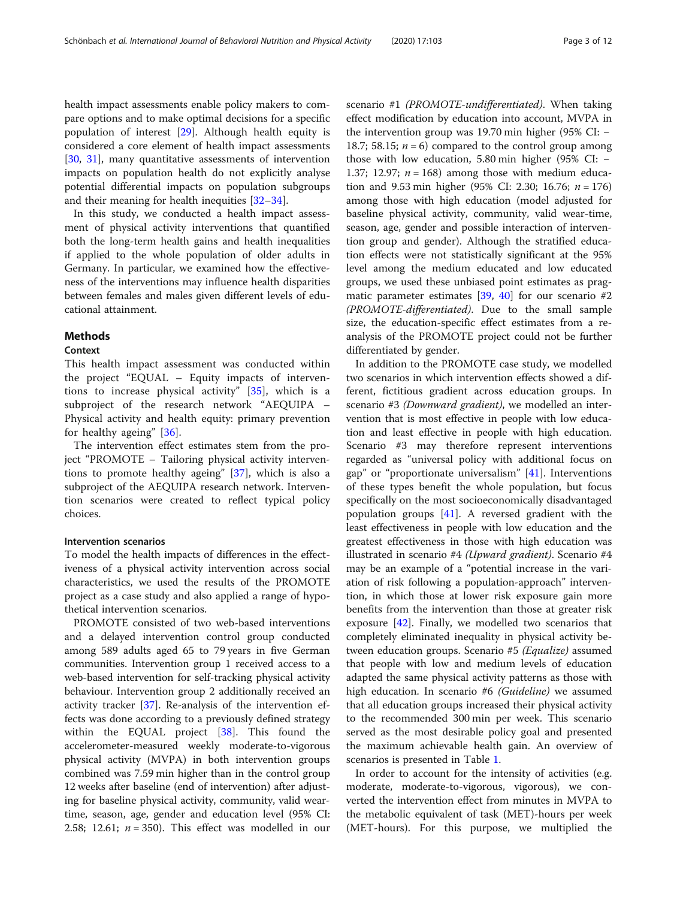health impact assessments enable policy makers to compare options and to make optimal decisions for a specific population of interest [29]. Although health equity is considered a core element of health impact assessments [30, 31], many quantitative assessments of intervention impacts on population health do not explicitly analyse potential differential impacts on population subgroups and their meaning for health inequities [32–34].

In this study, we conducted a health impact assessment of physical activity interventions that quantified both the long-term health gains and health inequalities if applied to the whole population of older adults in Germany. In particular, we examined how the effectiveness of the interventions may influence health disparities between females and males given different levels of educational attainment.

## Methods

### Context

This health impact assessment was conducted within the project "EQUAL – Equity impacts of interventions to increase physical activity" [35], which is a subproject of the research network "AEQUIPA – Physical activity and health equity: primary prevention for healthy ageing" [36].

The intervention effect estimates stem from the project "PROMOTE – Tailoring physical activity interventions to promote healthy ageing" [37], which is also a subproject of the AEQUIPA research network. Intervention scenarios were created to reflect typical policy choices.

#### Intervention scenarios

To model the health impacts of differences in the effectiveness of a physical activity intervention across social characteristics, we used the results of the PROMOTE project as a case study and also applied a range of hypothetical intervention scenarios.

PROMOTE consisted of two web-based interventions and a delayed intervention control group conducted among 589 adults aged 65 to 79 years in five German communities. Intervention group 1 received access to a web-based intervention for self-tracking physical activity behaviour. Intervention group 2 additionally received an activity tracker [37]. Re-analysis of the intervention effects was done according to a previously defined strategy within the EQUAL project [38]. This found the accelerometer-measured weekly moderate-to-vigorous physical activity (MVPA) in both intervention groups combined was 7.59 min higher than in the control group 12 weeks after baseline (end of intervention) after adjusting for baseline physical activity, community, valid wear-time, season, age, gender and education level (95% CI: 2.58; 12.61; $n = 350$). This effect was modelled in our scenario #1 *(PROMOTE-undifferentiated)*. When taking effect modification by education into account, MVPA in the intervention group was 19.70 min higher (95% CI: −18.7; 58.15; $n = 6$) compared to the control group among those with low education, 5.80 min higher (95% CI: −1.37; 12.97; $n = 168$) among those with medium education and 9.53 min higher (95% CI: 2.30; 16.76; $n = 176$) among those with high education (model adjusted for baseline physical activity, community, valid wear-time, season, age, gender and possible interaction of intervention group and gender). Although the stratified education effects were not statistically significant at the 95% level among the medium educated and low educated groups, we used these unbiased point estimates as pragmatic parameter estimates [39, 40] for our scenario #2 *(PROMOTE-differentiated)*. Due to the small sample size, the education-specific effect estimates from a re-analysis of the PROMOTE project could not be further differentiated by gender.

In addition to the PROMOTE case study, we modelled two scenarios in which intervention effects showed a different, fictitious gradient across education groups. In scenario #3 *(Downward gradient)*, we modelled an intervention that is most effective in people with low education and least effective in people with high education. Scenario #3 may therefore represent interventions regarded as "universal policy with additional focus on gap" or "proportionate universalism" [41]. Interventions of these types benefit the whole population, but focus specifically on the most socioeconomically disadvantaged population groups [41]. A reversed gradient with the least effectiveness in people with low education and the greatest effectiveness in those with high education was illustrated in scenario #4 *(Upward gradient)*. Scenario #4 may be an example of a "potential increase in the variation of risk following a population-approach" intervention, in which those at lower risk exposure gain more benefits from the intervention than those at greater risk exposure [42]. Finally, we modelled two scenarios that completely eliminated inequality in physical activity between education groups. Scenario #5 *(Equalize)* assumed that people with low and medium levels of education adapted the same physical activity patterns as those with high education. In scenario #6 *(Guideline)* we assumed that all education groups increased their physical activity to the recommended 300 min per week. This scenario served as the most desirable policy goal and presented the maximum achievable health gain. An overview of scenarios is presented in Table 1.

In order to account for the intensity of activities (e.g. moderate, moderate-to-vigorous, vigorous), we converted the intervention effect from minutes in MVPA to the metabolic equivalent of task (MET)-hours per week (MET-hours). For this purpose, we multiplied the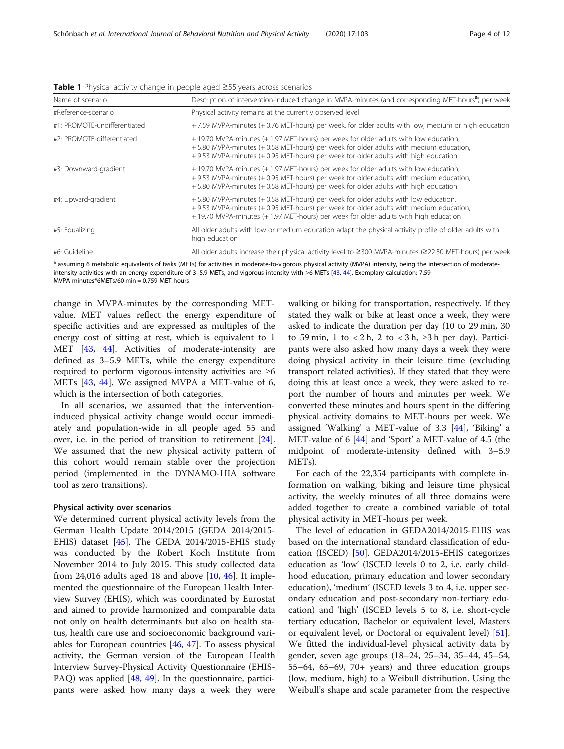**Table 1** Physical activity change in people aged ≥55 years across scenarios

| Name of scenario | Description of intervention-induced change in MVPA-minutes (and corresponding MET-hours[a]) per week |
| --- | --- |
| #Reference-scenario | Physical activity remains at the currently observed level |
| #1: PROMOTE-undifferentiated | + 7.59 MVPA-minutes (+ 0.76 MET-hours) per week, for older adults with low, medium or high education |
| #2: PROMOTE-differentiated | + 19.70 MVPA-minutes (+ 1.97 MET-hours) per week for older adults with low education, + 5.80 MVPA-minutes (+ 0.58 MET-hours) per week for older adults with medium education, + 9.53 MVPA-minutes (+ 0.95 MET-hours) per week for older adults with high education |
| #3: Downward-gradient | + 19.70 MVPA-minutes (+ 1.97 MET-hours) per week for older adults with low education, + 9.53 MVPA-minutes (+ 0.95 MET-hours) per week for older adults with medium education, + 5.80 MVPA-minutes (+ 0.58 MET-hours) per week for older adults with high education |
| #4: Upward-gradient | + 5.80 MVPA-minutes (+ 0.58 MET-hours) per week for older adults with low education, + 9.53 MVPA-minutes (+ 0.95 MET-hours) per week for older adults with medium education, + 19.70 MVPA-minutes (+ 1.97 MET-hours) per week for older adults with high education |
| #5: Equalizing | All older adults with low or medium education adapt the physical activity profile of older adults with high education |
| #6: Guideline | All older adults increase their physical activity level to ≥300 MVPA-minutes (≥22.50 MET-hours) per week |

[a] assuming 6 metabolic equivalents of tasks (METs) for activities in moderate-to-vigorous physical activity (MVPA) intensity, being the intersection of moderate-intensity activities with an energy expenditure of 3–5.9 METs, and vigorous-intensity with ≥6 METs [43, 44]. Exemplary calculation: 7.59 MVPA-minutes*6METs/60 min = 0.759 MET-hours

change in MVPA-minutes by the corresponding MET-value. MET values reflect the energy expenditure of specific activities and are expressed as multiples of the energy cost of sitting at rest, which is equivalent to 1 MET [43, 44]. Activities of moderate-intensity are defined as 3–5.9 METs, while the energy expenditure required to perform vigorous-intensity activities are ≥6 METs [43, 44]. We assigned MVPA a MET-value of 6, which is the intersection of both categories.

In all scenarios, we assumed that the intervention-induced physical activity change would occur immediately and population-wide in all people aged 55 and over, i.e. in the period of transition to retirement [24]. We assumed that the new physical activity pattern of this cohort would remain stable over the projection period (implemented in the DYNAMO-HIA software tool as zero transitions).

#### Physical activity over scenarios

We determined current physical activity levels from the German Health Update 2014/2015 (GEDA 2014/2015-EHIS) dataset [45]. The GEDA 2014/2015-EHIS study was conducted by the Robert Koch Institute from November 2014 to July 2015. This study collected data from 24,016 adults aged 18 and above [10, 46]. It implemented the questionnaire of the European Health Interview Survey (EHIS), which was coordinated by Eurostat and aimed to provide harmonized and comparable data not only on health determinants but also on health status, health care use and socioeconomic background variables for European countries [46, 47]. To assess physical activity, the German version of the European Health Interview Survey-Physical Activity Questionnaire (EHIS-PAQ) was applied [48, 49]. In the questionnaire, participants were asked how many days a week they were walking or biking for transportation, respectively. If they stated they walk or bike at least once a week, they were asked to indicate the duration per day (10 to 29 min, 30 to 59 min, 1 to < 2 h, 2 to < 3 h, ≥3 h per day). Participants were also asked how many days a week they were doing physical activity in their leisure time (excluding transport related activities). If they stated that they were doing this at least once a week, they were asked to report the number of hours and minutes per week. We converted these minutes and hours spent in the differing physical activity domains to MET-hours per week. We assigned 'Walking' a MET-value of 3.3 [44], 'Biking' a MET-value of 6 [44] and 'Sport' a MET-value of 4.5 (the midpoint of moderate-intensity defined with 3–5.9 METs).

For each of the 22,354 participants with complete information on walking, biking and leisure time physical activity, the weekly minutes of all three domains were added together to create a combined variable of total physical activity in MET-hours per week.

The level of education in GEDA2014/2015-EHIS was based on the international standard classification of education (ISCED) [50]. GEDA2014/2015-EHIS categorizes education as 'low' (ISCED levels 0 to 2, i.e. early childhood education, primary education and lower secondary education), 'medium' (ISCED levels 3 to 4, i.e. upper secondary education and post-secondary non-tertiary education) and 'high' (ISCED levels 5 to 8, i.e. short-cycle tertiary education, Bachelor or equivalent level, Masters or equivalent level, or Doctoral or equivalent level) [51]. We fitted the individual-level physical activity data by gender, seven age groups (18–24, 25–34, 35–44, 45–54, 55–64, 65–69, 70+ years) and three education groups (low, medium, high) to a Weibull distribution. Using the Weibull's shape and scale parameter from the respective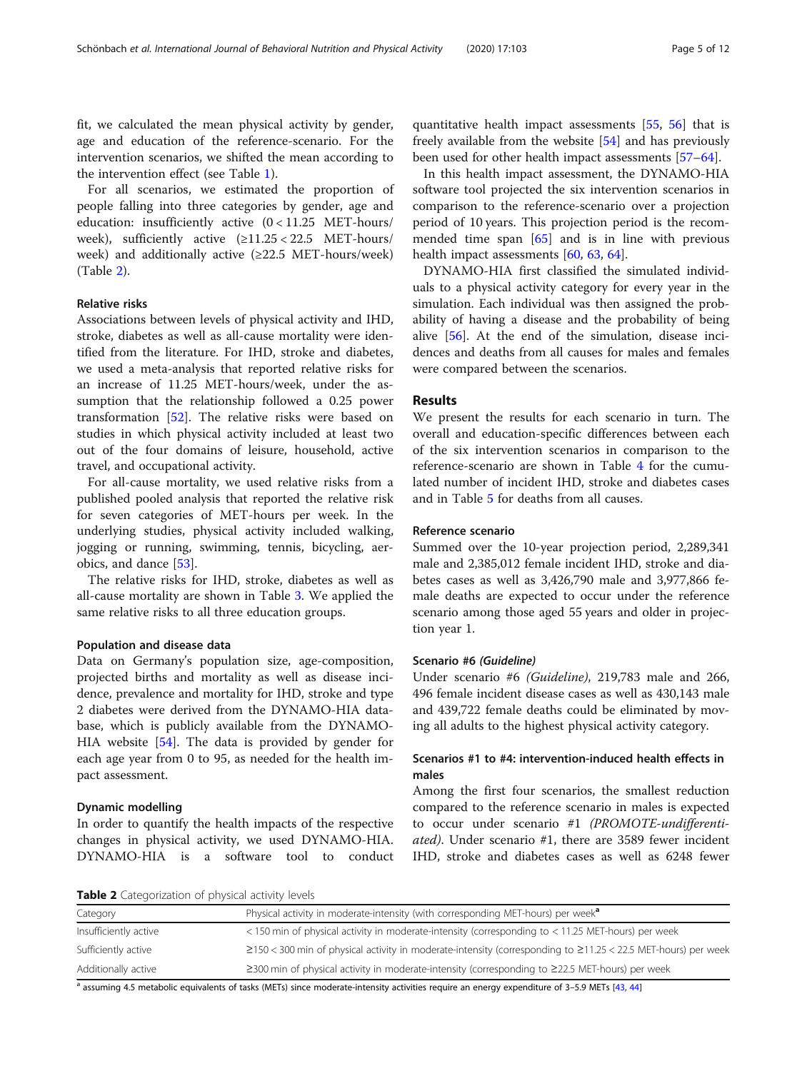fit, we calculated the mean physical activity by gender, age and education of the reference-scenario. For the intervention scenarios, we shifted the mean according to the intervention effect (see Table 1).

For all scenarios, we estimated the proportion of people falling into three categories by gender, age and education: insufficiently active (0 < 11.25 MET-hours/week), sufficiently active (≥11.25 < 22.5 MET-hours/week) and additionally active (≥22.5 MET-hours/week) (Table 2).

#### Relative risks

Associations between levels of physical activity and IHD, stroke, diabetes as well as all-cause mortality were identified from the literature. For IHD, stroke and diabetes, we used a meta-analysis that reported relative risks for an increase of 11.25 MET-hours/week, under the assumption that the relationship followed a 0.25 power transformation [52]. The relative risks were based on studies in which physical activity included at least two out of the four domains of leisure, household, active travel, and occupational activity.

For all-cause mortality, we used relative risks from a published pooled analysis that reported the relative risk for seven categories of MET-hours per week. In the underlying studies, physical activity included walking, jogging or running, swimming, tennis, bicycling, aerobics, and dance [53].

The relative risks for IHD, stroke, diabetes as well as all-cause mortality are shown in Table 3. We applied the same relative risks to all three education groups.

#### Population and disease data

Data on Germany's population size, age-composition, projected births and mortality as well as disease incidence, prevalence and mortality for IHD, stroke and type 2 diabetes were derived from the DYNAMO-HIA database, which is publicly available from the DYNAMO-HIA website [54]. The data is provided by gender for each age year from 0 to 95, as needed for the health impact assessment.

#### Dynamic modelling

In order to quantify the health impacts of the respective changes in physical activity, we used DYNAMO-HIA. DYNAMO-HIA is a software tool to conduct quantitative health impact assessments [55, 56] that is freely available from the website [54] and has previously been used for other health impact assessments [57–64].

In this health impact assessment, the DYNAMO-HIA software tool projected the six intervention scenarios in comparison to the reference-scenario over a projection period of 10 years. This projection period is the recommended time span [65] and is in line with previous health impact assessments [60, 63, 64].

DYNAMO-HIA first classified the simulated individuals to a physical activity category for every year in the simulation. Each individual was then assigned the probability of having a disease and the probability of being alive [56]. At the end of the simulation, disease incidences and deaths from all causes for males and females were compared between the scenarios.

## Results

We present the results for each scenario in turn. The overall and education-specific differences between each of the six intervention scenarios in comparison to the reference-scenario are shown in Table 4 for the cumulated number of incident IHD, stroke and diabetes cases and in Table 5 for deaths from all causes.

#### Reference scenario

Summed over the 10-year projection period, 2,289,341 male and 2,385,012 female incident IHD, stroke and diabetes cases as well as 3,426,790 male and 3,977,866 female deaths are expected to occur under the reference scenario among those aged 55 years and older in projection year 1.

#### Scenario #6 *(Guideline)*

Under scenario #6 *(Guideline)*, 219,783 male and 266,496 female incident disease cases as well as 430,143 male and 439,722 female deaths could be eliminated by moving all adults to the highest physical activity category.

#### Scenarios #1 to #4: intervention-induced health effects in males

Among the first four scenarios, the smallest reduction compared to the reference scenario in males is expected to occur under scenario #1 *(PROMOTE-undifferentiated)*. Under scenario #1, there are 3589 fewer incident IHD, stroke and diabetes cases as well as 6248 fewer

**Table 2** Categorization of physical activity levels

| Category | Physical activity in moderate-intensity (with corresponding MET-hours) per week[a] |
|---|---|
| Insufficiently active | < 150 min of physical activity in moderate-intensity (corresponding to < 11.25 MET-hours) per week |
| Sufficiently active | ≥150 < 300 min of physical activity in moderate-intensity (corresponding to ≥11.25 < 22.5 MET-hours) per week |
| Additionally active | ≥300 min of physical activity in moderate-intensity (corresponding to ≥22.5 MET-hours) per week |

[a] assuming 4.5 metabolic equivalents of tasks (METs) since moderate-intensity activities require an energy expenditure of 3–5.9 METs [43, 44]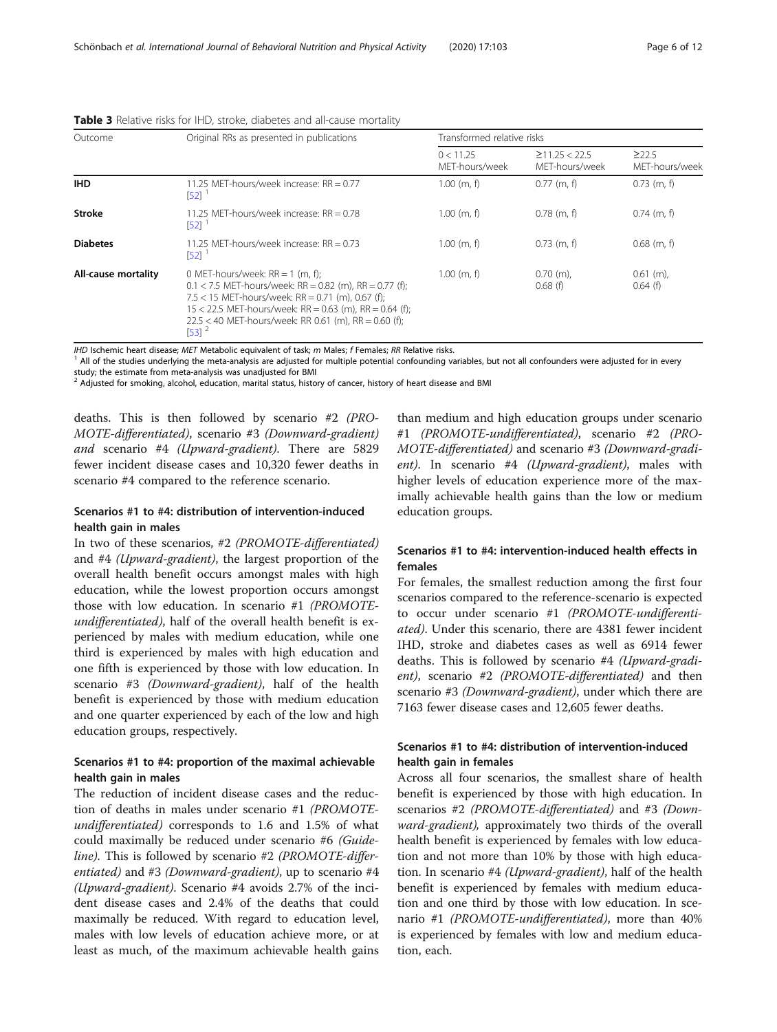**Table 3** Relative risks for IHD, stroke, diabetes and all-cause mortality

| Outcome | Original RRs as presented in publications | Transformed relative risks | | |
|---|---|---|---|---|
| | | 0 < 11.25 MET-hours/week | ≥11.25 < 22.5 MET-hours/week | ≥22.5 MET-hours/week |
| **IHD** | 11.25 MET-hours/week increase: RR = 0.77 [52] [1] | 1.00 (m, f) | 0.77 (m, f) | 0.73 (m, f) |
| **Stroke** | 11.25 MET-hours/week increase: RR = 0.78 [52] [1] | 1.00 (m, f) | 0.78 (m, f) | 0.74 (m, f) |
| **Diabetes** | 11.25 MET-hours/week increase: RR = 0.73 [52] [1] | 1.00 (m, f) | 0.73 (m, f) | 0.68 (m, f) |
| **All-cause mortality** | 0 MET-hours/week: RR = 1 (m, f); 0.1 < 7.5 MET-hours/week: RR = 0.82 (m), RR = 0.77 (f); 7.5 < 15 MET-hours/week: RR = 0.71 (m), 0.67 (f); 15 < 22.5 MET-hours/week: RR = 0.63 (m), RR = 0.64 (f); 22.5 < 40 MET-hours/week: RR 0.61 (m), RR = 0.60 (f); [53] [2] | 1.00 (m, f) | 0.70 (m), 0.68 (f) | 0.61 (m), 0.64 (f) |

*IHD* Ischemic heart disease; *MET* Metabolic equivalent of task; *m* Males; *f* Females; *RR* Relative risks.
[1] All of the studies underlying the meta-analysis are adjusted for multiple potential confounding variables, but not all confounders were adjusted for in every study; the estimate from meta-analysis was unadjusted for BMI
[2] Adjusted for smoking, alcohol, education, marital status, history of cancer, history of heart disease and BMI

deaths. This is then followed by scenario #2 *(PROMOTE-differentiated)*, scenario #3 *(Downward-gradient) and* scenario #4 *(Upward-gradient)*. There are 5829 fewer incident disease cases and 10,320 fewer deaths in scenario #4 compared to the reference scenario.

### Scenarios #1 to #4: distribution of intervention-induced health gain in males

In two of these scenarios, #2 *(PROMOTE-differentiated)* and #4 *(Upward-gradient)*, the largest proportion of the overall health benefit occurs amongst males with high education, while the lowest proportion occurs amongst those with low education. In scenario #1 *(PROMOTE-undifferentiated)*, half of the overall health benefit is experienced by males with medium education, while one third is experienced by males with high education and one fifth is experienced by those with low education. In scenario #3 *(Downward-gradient)*, half of the health benefit is experienced by those with medium education and one quarter experienced by each of the low and high education groups, respectively.

### Scenarios #1 to #4: proportion of the maximal achievable health gain in males

The reduction of incident disease cases and the reduction of deaths in males under scenario #1 *(PROMOTE-undifferentiated)* corresponds to 1.6 and 1.5% of what could maximally be reduced under scenario #6 *(Guideline)*. This is followed by scenario #2 *(PROMOTE-differentiated)* and #3 *(Downward-gradient)*, up to scenario #4 *(Upward-gradient)*. Scenario #4 avoids 2.7% of the incident disease cases and 2.4% of the deaths that could maximally be reduced. With regard to education level, males with low levels of education achieve more, or at least as much, of the maximum achievable health gains than medium and high education groups under scenario #1 *(PROMOTE-undifferentiated)*, scenario #2 *(PROMOTE-differentiated)* and scenario #3 *(Downward-gradient)*. In scenario #4 *(Upward-gradient)*, males with higher levels of education experience more of the maximally achievable health gains than the low or medium education groups.

### Scenarios #1 to #4: intervention-induced health effects in females

For females, the smallest reduction among the first four scenarios compared to the reference-scenario is expected to occur under scenario #1 *(PROMOTE-undifferentiated)*. Under this scenario, there are 4381 fewer incident IHD, stroke and diabetes cases as well as 6914 fewer deaths. This is followed by scenario #4 *(Upward-gradient)*, scenario #2 *(PROMOTE-differentiated)* and then scenario #3 *(Downward-gradient)*, under which there are 7163 fewer disease cases and 12,605 fewer deaths.

### Scenarios #1 to #4: distribution of intervention-induced health gain in females

Across all four scenarios, the smallest share of health benefit is experienced by those with high education. In scenarios #2 *(PROMOTE-differentiated)* and #3 *(Downward-gradient)*, approximately two thirds of the overall health benefit is experienced by females with low education and not more than 10% by those with high education. In scenario #4 *(Upward-gradient)*, half of the health benefit is experienced by females with medium education and one third by those with low education. In scenario #1 *(PROMOTE-undifferentiated)*, more than 40% is experienced by females with low and medium education, each.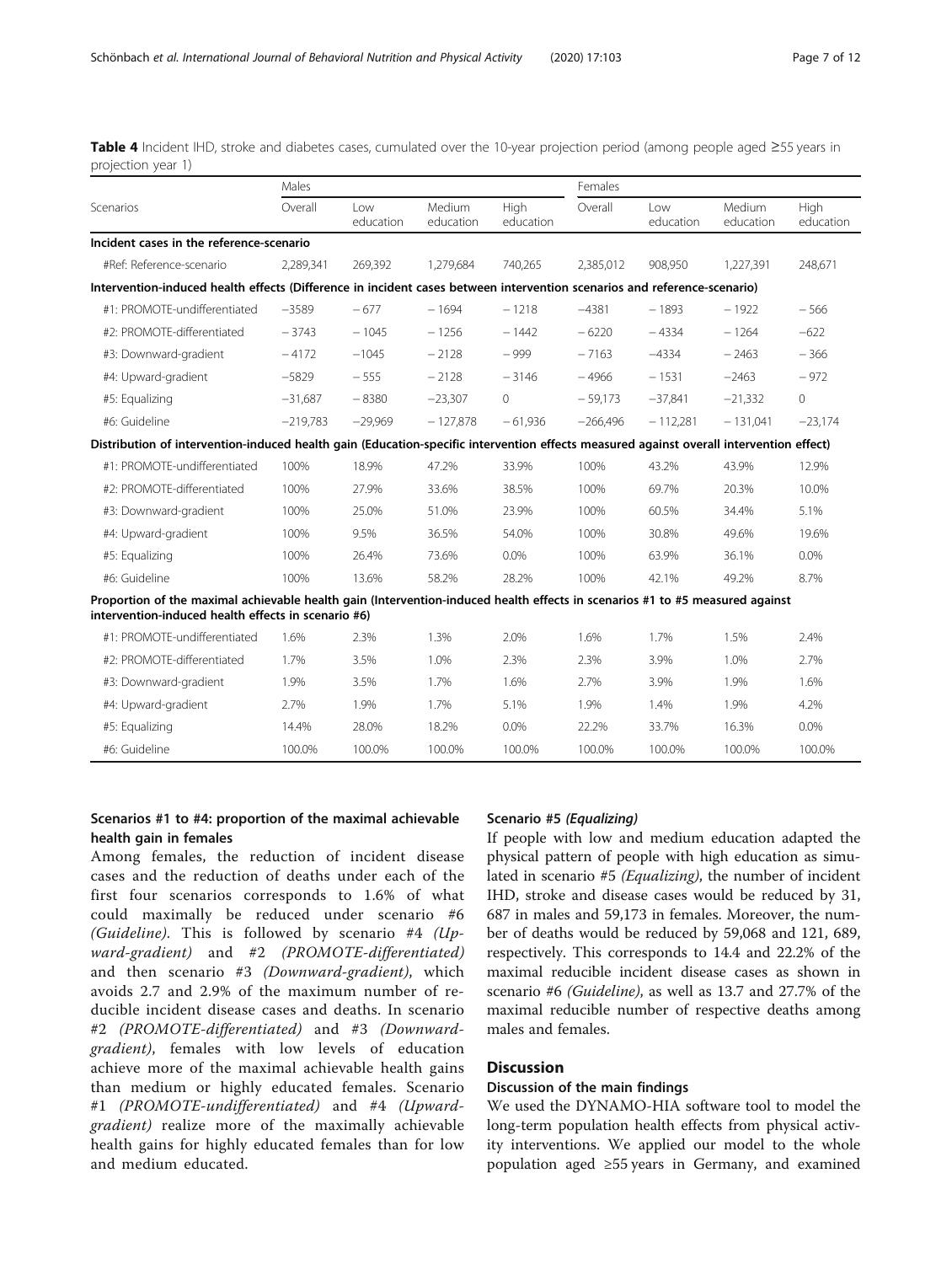**Table 4** Incident IHD, stroke and diabetes cases, cumulated over the 10-year projection period (among people aged ≥55 years in projection year 1)

| Scenarios | Males | | | | Females | | | |
|---|---|---|---|---|---|---|---|---|
| | Overall | Low education | Medium education | High education | Overall | Low education | Medium education | High education |
| **Incident cases in the reference-scenario** | | | | | | | | |
| #Ref: Reference-scenario | 2,289,341 | 269,392 | 1,279,684 | 740,265 | 2,385,012 | 908,950 | 1,227,391 | 248,671 |
| **Intervention-induced health effects (Difference in incident cases between intervention scenarios and reference-scenario)** | | | | | | | | |
| #1: PROMOTE-undifferentiated | −3589 | − 677 | − 1694 | − 1218 | −4381 | − 1893 | − 1922 | − 566 |
| #2: PROMOTE-differentiated | − 3743 | − 1045 | − 1256 | − 1442 | − 6220 | − 4334 | − 1264 | −622 |
| #3: Downward-gradient | − 4172 | −1045 | − 2128 | − 999 | − 7163 | −4334 | − 2463 | − 366 |
| #4: Upward-gradient | −5829 | − 555 | − 2128 | − 3146 | − 4966 | − 1531 | −2463 | − 972 |
| #5: Equalizing | −31,687 | − 8380 | −23,307 | 0 | − 59,173 | −37,841 | −21,332 | 0 |
| #6: Guideline | −219,783 | −29,969 | − 127,878 | − 61,936 | −266,496 | − 112,281 | − 131,041 | −23,174 |
| **Distribution of intervention-induced health gain (Education-specific intervention effects measured against overall intervention effect)** | | | | | | | | |
| #1: PROMOTE-undifferentiated | 100% | 18.9% | 47.2% | 33.9% | 100% | 43.2% | 43.9% | 12.9% |
| #2: PROMOTE-differentiated | 100% | 27.9% | 33.6% | 38.5% | 100% | 69.7% | 20.3% | 10.0% |
| #3: Downward-gradient | 100% | 25.0% | 51.0% | 23.9% | 100% | 60.5% | 34.4% | 5.1% |
| #4: Upward-gradient | 100% | 9.5% | 36.5% | 54.0% | 100% | 30.8% | 49.6% | 19.6% |
| #5: Equalizing | 100% | 26.4% | 73.6% | 0.0% | 100% | 63.9% | 36.1% | 0.0% |
| #6: Guideline | 100% | 13.6% | 58.2% | 28.2% | 100% | 42.1% | 49.2% | 8.7% |
| **Proportion of the maximal achievable health gain (Intervention-induced health effects in scenarios #1 to #5 measured against intervention-induced health effects in scenario #6)** | | | | | | | | |
| #1: PROMOTE-undifferentiated | 1.6% | 2.3% | 1.3% | 2.0% | 1.6% | 1.7% | 1.5% | 2.4% |
| #2: PROMOTE-differentiated | 1.7% | 3.5% | 1.0% | 2.3% | 2.3% | 3.9% | 1.0% | 2.7% |
| #3: Downward-gradient | 1.9% | 3.5% | 1.7% | 1.6% | 2.7% | 3.9% | 1.9% | 1.6% |
| #4: Upward-gradient | 2.7% | 1.9% | 1.7% | 5.1% | 1.9% | 1.4% | 1.9% | 4.2% |
| #5: Equalizing | 14.4% | 28.0% | 18.2% | 0.0% | 22.2% | 33.7% | 16.3% | 0.0% |
| #6: Guideline | 100.0% | 100.0% | 100.0% | 100.0% | 100.0% | 100.0% | 100.0% | 100.0% |

### Scenarios #1 to #4: proportion of the maximal achievable health gain in females

Among females, the reduction of incident disease cases and the reduction of deaths under each of the first four scenarios corresponds to 1.6% of what could maximally be reduced under scenario #6 *(Guideline)*. This is followed by scenario #4 *(Upward-gradient)* and #2 *(PROMOTE-differentiated)* and then scenario #3 *(Downward-gradient)*, which avoids 2.7 and 2.9% of the maximum number of reducible incident disease cases and deaths. In scenario #2 *(PROMOTE-differentiated)* and #3 *(Downward-gradient)*, females with low levels of education achieve more of the maximal achievable health gains than medium or highly educated females. Scenario #1 *(PROMOTE-undifferentiated)* and #4 *(Upward-gradient)* realize more of the maximally achievable health gains for highly educated females than for low and medium educated.

### Scenario #5 *(Equalizing)*

If people with low and medium education adapted the physical pattern of people with high education as simulated in scenario #5 *(Equalizing)*, the number of incident IHD, stroke and disease cases would be reduced by 31,687 in males and 59,173 in females. Moreover, the number of deaths would be reduced by 59,068 and 121,689, respectively. This corresponds to 14.4 and 22.2% of the maximal reducible incident disease cases as shown in scenario #6 *(Guideline)*, as well as 13.7 and 27.7% of the maximal reducible number of respective deaths among males and females.

## Discussion

### Discussion of the main findings

We used the DYNAMO-HIA software tool to model the long-term population health effects from physical activity interventions. We applied our model to the whole population aged ≥55 years in Germany, and examined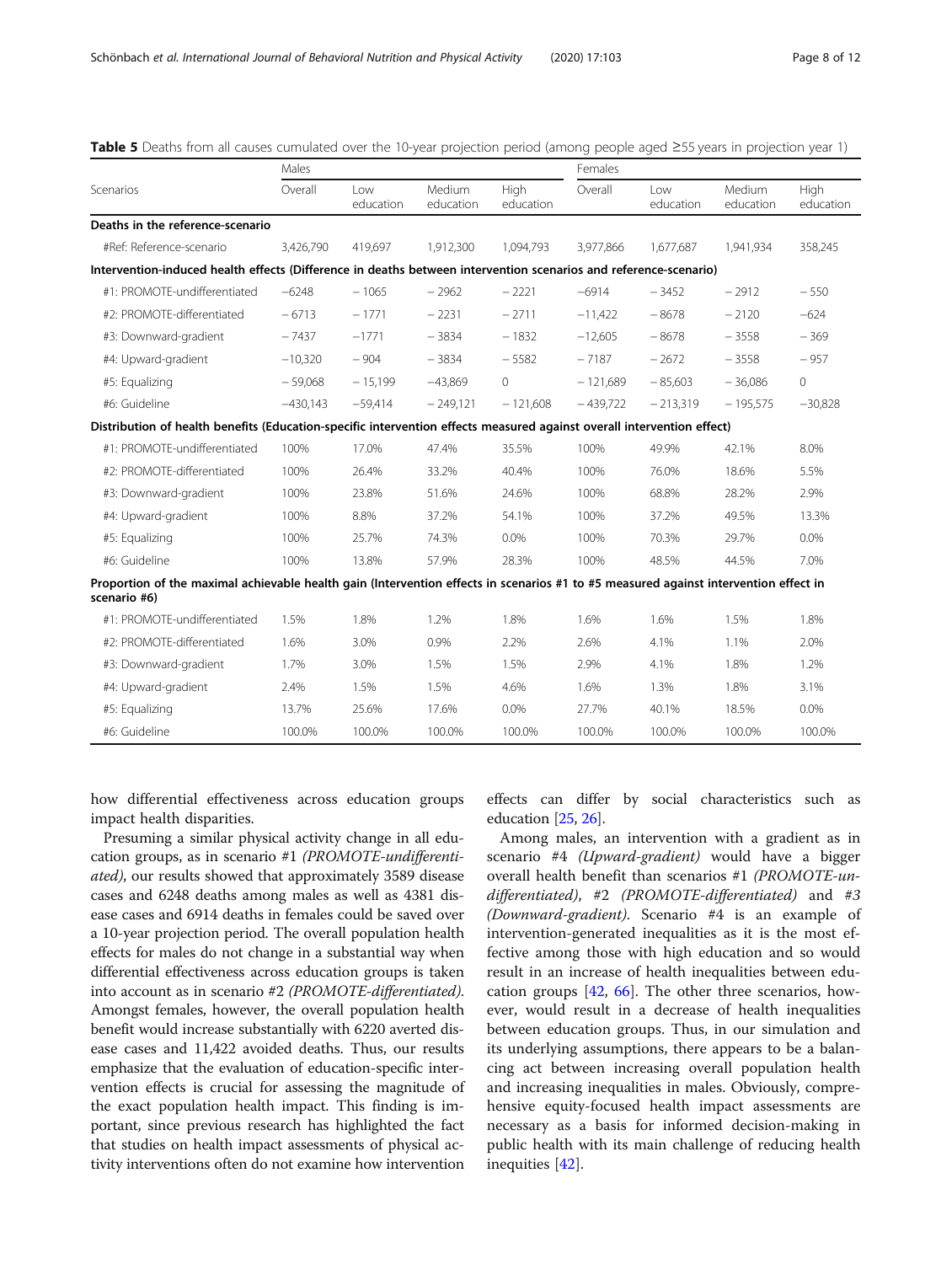**Table 5** Deaths from all causes cumulated over the 10-year projection period (among people aged ≥55 years in projection year 1)

| Scenarios | Males | | | | Females | | | |
|---|---|---|---|---|---|---|---|---|
| | Overall | Low education | Medium education | High education | Overall | Low education | Medium education | High education |
| **Deaths in the reference-scenario** | | | | | | | | |
| #Ref: Reference-scenario | 3,426,790 | 419,697 | 1,912,300 | 1,094,793 | 3,977,866 | 1,677,687 | 1,941,934 | 358,245 |
| **Intervention-induced health effects (Difference in deaths between intervention scenarios and reference-scenario)** | | | | | | | | |
| #1: PROMOTE-undifferentiated | −6248 | − 1065 | − 2962 | − 2221 | −6914 | − 3452 | − 2912 | − 550 |
| #2: PROMOTE-differentiated | − 6713 | − 1771 | − 2231 | − 2711 | −11,422 | − 8678 | − 2120 | −624 |
| #3: Downward-gradient | − 7437 | −1771 | − 3834 | − 1832 | −12,605 | − 8678 | − 3558 | − 369 |
| #4: Upward-gradient | −10,320 | − 904 | − 3834 | − 5582 | − 7187 | − 2672 | − 3558 | − 957 |
| #5: Equalizing | − 59,068 | − 15,199 | −43,869 | 0 | − 121,689 | − 85,603 | − 36,086 | 0 |
| #6: Guideline | −430,143 | −59,414 | − 249,121 | − 121,608 | − 439,722 | − 213,319 | − 195,575 | −30,828 |
| **Distribution of health benefits (Education-specific intervention effects measured against overall intervention effect)** | | | | | | | | |
| #1: PROMOTE-undifferentiated | 100% | 17.0% | 47.4% | 35.5% | 100% | 49.9% | 42.1% | 8.0% |
| #2: PROMOTE-differentiated | 100% | 26.4% | 33.2% | 40.4% | 100% | 76.0% | 18.6% | 5.5% |
| #3: Downward-gradient | 100% | 23.8% | 51.6% | 24.6% | 100% | 68.8% | 28.2% | 2.9% |
| #4: Upward-gradient | 100% | 8.8% | 37.2% | 54.1% | 100% | 37.2% | 49.5% | 13.3% |
| #5: Equalizing | 100% | 25.7% | 74.3% | 0.0% | 100% | 70.3% | 29.7% | 0.0% |
| #6: Guideline | 100% | 13.8% | 57.9% | 28.3% | 100% | 48.5% | 44.5% | 7.0% |
| **Proportion of the maximal achievable health gain (Intervention effects in scenarios #1 to #5 measured against intervention effect in scenario #6)** | | | | | | | | |
| #1: PROMOTE-undifferentiated | 1.5% | 1.8% | 1.2% | 1.8% | 1.6% | 1.6% | 1.5% | 1.8% |
| #2: PROMOTE-differentiated | 1.6% | 3.0% | 0.9% | 2.2% | 2.6% | 4.1% | 1.1% | 2.0% |
| #3: Downward-gradient | 1.7% | 3.0% | 1.5% | 1.5% | 2.9% | 4.1% | 1.8% | 1.2% |
| #4: Upward-gradient | 2.4% | 1.5% | 1.5% | 4.6% | 1.6% | 1.3% | 1.8% | 3.1% |
| #5: Equalizing | 13.7% | 25.6% | 17.6% | 0.0% | 27.7% | 40.1% | 18.5% | 0.0% |
| #6: Guideline | 100.0% | 100.0% | 100.0% | 100.0% | 100.0% | 100.0% | 100.0% | 100.0% |

how differential effectiveness across education groups impact health disparities.

Presuming a similar physical activity change in all education groups, as in scenario #1 *(PROMOTE-undifferentiated)*, our results showed that approximately 3589 disease cases and 6248 deaths among males as well as 4381 disease cases and 6914 deaths in females could be saved over a 10-year projection period. The overall population health effects for males do not change in a substantial way when differential effectiveness across education groups is taken into account as in scenario #2 *(PROMOTE-differentiated)*. Amongst females, however, the overall population health benefit would increase substantially with 6220 averted disease cases and 11,422 avoided deaths. Thus, our results emphasize that the evaluation of education-specific intervention effects is crucial for assessing the magnitude of the exact population health impact. This finding is important, since previous research has highlighted the fact that studies on health impact assessments of physical activity interventions often do not examine how intervention effects can differ by social characteristics such as education [25, 26].

Among males, an intervention with a gradient as in scenario #4 *(Upward-gradient)* would have a bigger overall health benefit than scenarios #1 *(PROMOTE-undifferentiated)*, #2 *(PROMOTE-differentiated)* and #3 *(Downward-gradient)*. Scenario #4 is an example of intervention-generated inequalities as it is the most effective among those with high education and so would result in an increase of health inequalities between education groups [42, 66]. The other three scenarios, however, would result in a decrease of health inequalities between education groups. Thus, in our simulation and its underlying assumptions, there appears to be a balancing act between increasing overall population health and increasing inequalities in males. Obviously, comprehensive equity-focused health impact assessments are necessary as a basis for informed decision-making in public health with its main challenge of reducing health inequities [42].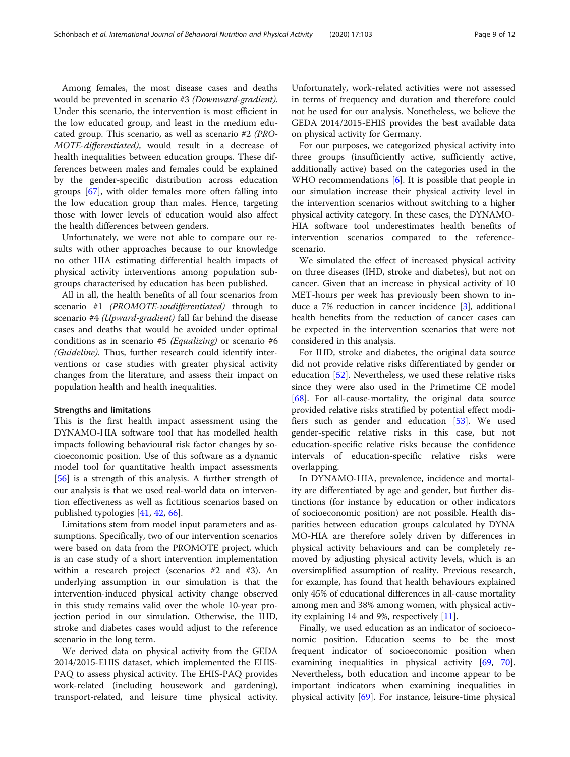Among females, the most disease cases and deaths would be prevented in scenario #3 *(Downward-gradient)*. Under this scenario, the intervention is most efficient in the low educated group, and least in the medium educated group. This scenario, as well as scenario #2 *(PROMOTE-differentiated)*, would result in a decrease of health inequalities between education groups. These differences between males and females could be explained by the gender-specific distribution across education groups [67], with older females more often falling into the low education group than males. Hence, targeting those with lower levels of education would also affect the health differences between genders.

Unfortunately, we were not able to compare our results with other approaches because to our knowledge no other HIA estimating differential health impacts of physical activity interventions among population subgroups characterised by education has been published.

All in all, the health benefits of all four scenarios from scenario #1 *(PROMOTE-undifferentiated)* through to scenario #4 *(Upward-gradient)* fall far behind the disease cases and deaths that would be avoided under optimal conditions as in scenario #5 *(Equalizing)* or scenario #6 *(Guideline)*. Thus, further research could identify interventions or case studies with greater physical activity changes from the literature, and assess their impact on population health and health inequalities.

#### Strengths and limitations

This is the first health impact assessment using the DYNAMO-HIA software tool that has modelled health impacts following behavioural risk factor changes by socioeconomic position. Use of this software as a dynamic model tool for quantitative health impact assessments [56] is a strength of this analysis. A further strength of our analysis is that we used real-world data on intervention effectiveness as well as fictitious scenarios based on published typologies [41, 42, 66].

Limitations stem from model input parameters and assumptions. Specifically, two of our intervention scenarios were based on data from the PROMOTE project, which is an case study of a short intervention implementation within a research project (scenarios #2 and #3). An underlying assumption in our simulation is that the intervention-induced physical activity change observed in this study remains valid over the whole 10-year projection period in our simulation. Otherwise, the IHD, stroke and diabetes cases would adjust to the reference scenario in the long term.

We derived data on physical activity from the GEDA 2014/2015-EHIS dataset, which implemented the EHIS-PAQ to assess physical activity. The EHIS-PAQ provides work-related (including housework and gardening), transport-related, and leisure time physical activity. Unfortunately, work-related activities were not assessed in terms of frequency and duration and therefore could not be used for our analysis. Nonetheless, we believe the GEDA 2014/2015-EHIS provides the best available data on physical activity for Germany.

For our purposes, we categorized physical activity into three groups (insufficiently active, sufficiently active, additionally active) based on the categories used in the WHO recommendations [6]. It is possible that people in our simulation increase their physical activity level in the intervention scenarios without switching to a higher physical activity category. In these cases, the DYNAMO-HIA software tool underestimates health benefits of intervention scenarios compared to the reference-scenario.

We simulated the effect of increased physical activity on three diseases (IHD, stroke and diabetes), but not on cancer. Given that an increase in physical activity of 10 MET-hours per week has previously been shown to induce a 7% reduction in cancer incidence [3], additional health benefits from the reduction of cancer cases can be expected in the intervention scenarios that were not considered in this analysis.

For IHD, stroke and diabetes, the original data source did not provide relative risks differentiated by gender or education [52]. Nevertheless, we used these relative risks since they were also used in the Primetime CE model [68]. For all-cause-mortality, the original data source provided relative risks stratified by potential effect modifiers such as gender and education [53]. We used gender-specific relative risks in this case, but not education-specific relative risks because the confidence intervals of education-specific relative risks were overlapping.

In DYNAMO-HIA, prevalence, incidence and mortality are differentiated by age and gender, but further distinctions (for instance by education or other indicators of socioeconomic position) are not possible. Health disparities between education groups calculated by DYNAMO-HIA are therefore solely driven by differences in physical activity behaviours and can be completely removed by adjusting physical activity levels, which is an oversimplified assumption of reality. Previous research, for example, has found that health behaviours explained only 45% of educational differences in all-cause mortality among men and 38% among women, with physical activity explaining 14 and 9%, respectively [11].

Finally, we used education as an indicator of socioeconomic position. Education seems to be the most frequent indicator of socioeconomic position when examining inequalities in physical activity [69, 70]. Nevertheless, both education and income appear to be important indicators when examining inequalities in physical activity [69]. For instance, leisure-time physical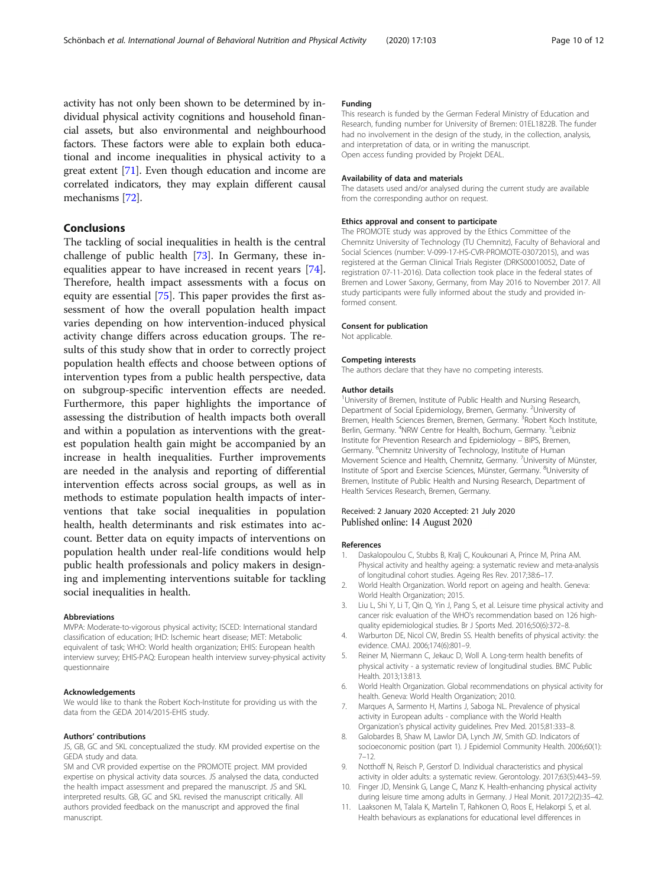activity has not only been shown to be determined by individual physical activity cognitions and household financial assets, but also environmental and neighbourhood factors. These factors were able to explain both educational and income inequalities in physical activity to a great extent [71]. Even though education and income are correlated indicators, they may explain different causal mechanisms [72].

## Conclusions

The tackling of social inequalities in health is the central challenge of public health [73]. In Germany, these inequalities appear to have increased in recent years [74]. Therefore, health impact assessments with a focus on equity are essential [75]. This paper provides the first assessment of how the overall population health impact varies depending on how intervention-induced physical activity change differs across education groups. The results of this study show that in order to correctly project population health effects and choose between options of intervention types from a public health perspective, data on subgroup-specific intervention effects are needed. Furthermore, this paper highlights the importance of assessing the distribution of health impacts both overall and within a population as interventions with the greatest population health gain might be accompanied by an increase in health inequalities. Further improvements are needed in the analysis and reporting of differential intervention effects across social groups, as well as in methods to estimate population health impacts of interventions that take social inequalities in population health, health determinants and risk estimates into account. Better data on equity impacts of interventions on population health under real-life conditions would help public health professionals and policy makers in designing and implementing interventions suitable for tackling social inequalities in health.

#### Abbreviations

MVPA: Moderate-to-vigorous physical activity; ISCED: International standard classification of education; IHD: Ischemic heart disease; MET: Metabolic equivalent of task; WHO: World health organization; EHIS: European health interview survey; EHIS-PAQ: European health interview survey-physical activity questionnaire

#### Acknowledgements

We would like to thank the Robert Koch-Institute for providing us with the data from the GEDA 2014/2015-EHIS study.

#### Authors' contributions

JS, GB, GC and SKL conceptualized the study. KM provided expertise on the GEDA study and data.
SM and CVR provided expertise on the PROMOTE project. MM provided expertise on physical activity data sources. JS analysed the data, conducted the health impact assessment and prepared the manuscript. JS and SKL interpreted results. GB, GC and SKL revised the manuscript critically. All authors provided feedback on the manuscript and approved the final manuscript.

#### Funding

This research is funded by the German Federal Ministry of Education and Research, funding number for University of Bremen: 01EL1822B. The funder had no involvement in the design of the study, in the collection, analysis, and interpretation of data, or in writing the manuscript.
Open access funding provided by Projekt DEAL.

#### Availability of data and materials

The datasets used and/or analysed during the current study are available from the corresponding author on request.

#### Ethics approval and consent to participate

The PROMOTE study was approved by the Ethics Committee of the Chemnitz University of Technology (TU Chemnitz), Faculty of Behavioral and Social Sciences (number: V-099-17-HS-CVR-PROMOTE-03072015), and was registered at the German Clinical Trials Register (DRKS00010052, Date of registration 07-11-2016). Data collection took place in the federal states of Bremen and Lower Saxony, Germany, from May 2016 to November 2017. All study participants were fully informed about the study and provided informed consent.

#### Consent for publication

Not applicable.

#### Competing interests

The authors declare that they have no competing interests.

#### Author details

[1]University of Bremen, Institute of Public Health and Nursing Research, Department of Social Epidemiology, Bremen, Germany. [2]University of Bremen, Health Sciences Bremen, Bremen, Germany. [3]Robert Koch Institute, Berlin, Germany. [4]NRW Centre for Health, Bochum, Germany. [5]Leibniz Institute for Prevention Research and Epidemiology – BIPS, Bremen, Germany. [6]Chemnitz University of Technology, Institute of Human Movement Science and Health, Chemnitz, Germany. [7]University of Münster, Institute of Sport and Exercise Sciences, Münster, Germany. [8]University of Bremen, Institute of Public Health and Nursing Research, Department of Health Services Research, Bremen, Germany.

Received: 2 January 2020 Accepted: 21 July 2020
Published online: 14 August 2020

#### References

1. Daskalopoulou C, Stubbs B, Kralj C, Koukounari A, Prince M, Prina AM. Physical activity and healthy ageing: a systematic review and meta-analysis of longitudinal cohort studies. Ageing Res Rev. 2017;38:6–17.
2. World Health Organization. World report on ageing and health. Geneva: World Health Organization; 2015.
3. Liu L, Shi Y, Li T, Qin Q, Yin J, Pang S, et al. Leisure time physical activity and cancer risk: evaluation of the WHO's recommendation based on 126 high-quality epidemiological studies. Br J Sports Med. 2016;50(6):372–8.
4. Warburton DE, Nicol CW, Bredin SS. Health benefits of physical activity: the evidence. CMAJ. 2006;174(6):801–9.
5. Reiner M, Niermann C, Jekauc D, Woll A. Long-term health benefits of physical activity - a systematic review of longitudinal studies. BMC Public Health. 2013;13:813.
6. World Health Organization. Global recommendations on physical activity for health. Geneva: World Health Organization; 2010.
7. Marques A, Sarmento H, Martins J, Saboga NL. Prevalence of physical activity in European adults - compliance with the World Health Organization's physical activity guidelines. Prev Med. 2015;81:333–8.
8. Galobardes B, Shaw M, Lawlor DA, Lynch JW, Smith GD. Indicators of socioeconomic position (part 1). J Epidemiol Community Health. 2006;60(1):7–12.
9. Notthoff N, Reisch P, Gerstorf D. Individual characteristics and physical activity in older adults: a systematic review. Gerontology. 2017;63(5):443–59.
10. Finger JD, Mensink G, Lange C, Manz K. Health-enhancing physical activity during leisure time among adults in Germany. J Heal Monit. 2017;2(2):35–42.
11. Laaksonen M, Talala K, Martelin T, Rahkonen O, Roos E, Helakorpi S, et al. Health behaviours as explanations for educational level differences in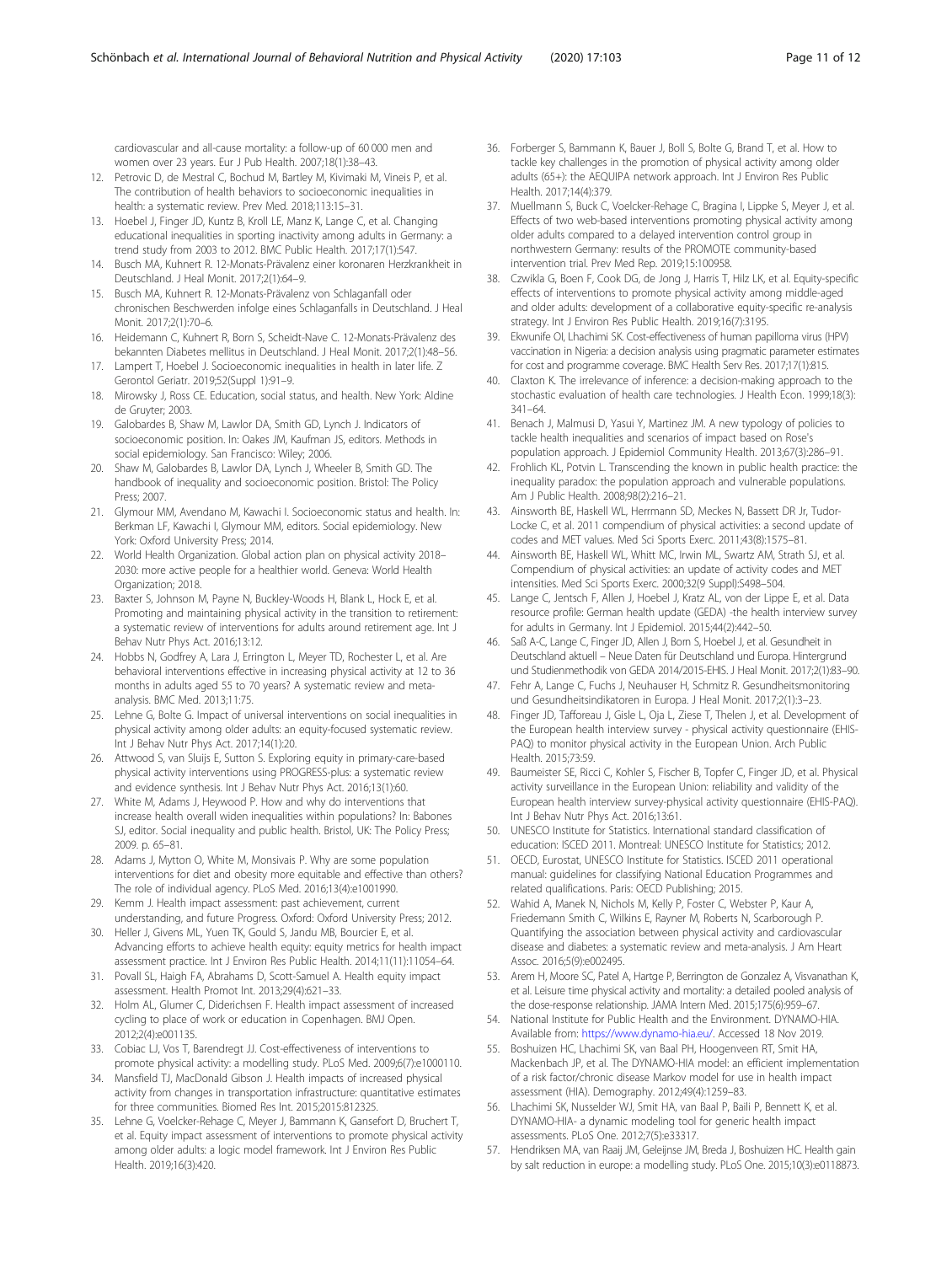cardiovascular and all-cause mortality: a follow-up of 60 000 men and women over 23 years. Eur J Pub Health. 2007;18(1):38–43.

12. Petrovic D, de Mestral C, Bochud M, Bartley M, Kivimaki M, Vineis P, et al. The contribution of health behaviors to socioeconomic inequalities in health: a systematic review. Prev Med. 2018;113:15–31.
13. Hoebel J, Finger JD, Kuntz B, Kroll LE, Manz K, Lange C, et al. Changing educational inequalities in sporting inactivity among adults in Germany: a trend study from 2003 to 2012. BMC Public Health. 2017;17(1):547.
14. Busch MA, Kuhnert R. 12-Monats-Prävalenz einer koronaren Herzkrankheit in Deutschland. J Heal Monit. 2017;2(1):64–9.
15. Busch MA, Kuhnert R. 12-Monats-Prävalenz von Schlaganfall oder chronischen Beschwerden infolge eines Schlaganfalls in Deutschland. J Heal Monit. 2017;2(1):70–6.
16. Heidemann C, Kuhnert R, Born S, Scheidt-Nave C. 12-Monats-Prävalenz des bekannten Diabetes mellitus in Deutschland. J Heal Monit. 2017;2(1):48–56.
17. Lampert T, Hoebel J. Socioeconomic inequalities in health in later life. Z Gerontol Geriatr. 2019;52(Suppl 1):91–9.
18. Mirowsky J, Ross CE. Education, social status, and health. New York: Aldine de Gruyter; 2003.
19. Galobardes B, Shaw M, Lawlor DA, Smith GD, Lynch J. Indicators of socioeconomic position. In: Oakes JM, Kaufman JS, editors. Methods in social epidemiology. San Francisco: Wiley; 2006.
20. Shaw M, Galobardes B, Lawlor DA, Lynch J, Wheeler B, Smith GD. The handbook of inequality and socioeconomic position. Bristol: The Policy Press; 2007.
21. Glymour MM, Avendano M, Kawachi I. Socioeconomic status and health. In: Berkman LF, Kawachi I, Glymour MM, editors. Social epidemiology. New York: Oxford University Press; 2014.
22. World Health Organization. Global action plan on physical activity 2018–2030: more active people for a healthier world. Geneva: World Health Organization; 2018.
23. Baxter S, Johnson M, Payne N, Buckley-Woods H, Blank L, Hock E, et al. Promoting and maintaining physical activity in the transition to retirement: a systematic review of interventions for adults around retirement age. Int J Behav Nutr Phys Act. 2016;13:12.
24. Hobbs N, Godfrey A, Lara J, Errington L, Meyer TD, Rochester L, et al. Are behavioral interventions effective in increasing physical activity at 12 to 36 months in adults aged 55 to 70 years? A systematic review and meta-analysis. BMC Med. 2013;11:75.
25. Lehne G, Bolte G. Impact of universal interventions on social inequalities in physical activity among older adults: an equity-focused systematic review. Int J Behav Nutr Phys Act. 2017;14(1):20.
26. Attwood S, van Sluijs E, Sutton S. Exploring equity in primary-care-based physical activity interventions using PROGRESS-plus: a systematic review and evidence synthesis. Int J Behav Nutr Phys Act. 2016;13(1):60.
27. White M, Adams J, Heywood P. How and why do interventions that increase health overall widen inequalities within populations? In: Babones SJ, editor. Social inequality and public health. Bristol, UK: The Policy Press; 2009. p. 65–81.
28. Adams J, Mytton O, White M, Monsivais P. Why are some population interventions for diet and obesity more equitable and effective than others? The role of individual agency. PLoS Med. 2016;13(4):e1001990.
29. Kemm J. Health impact assessment: past achievement, current understanding, and future Progress. Oxford: Oxford University Press; 2012.
30. Heller J, Givens ML, Yuen TK, Gould S, Jandu MB, Bourcier E, et al. Advancing efforts to achieve health equity: equity metrics for health impact assessment practice. Int J Environ Res Public Health. 2014;11(11):11054–64.
31. Povall SL, Haigh FA, Abrahams D, Scott-Samuel A. Health equity impact assessment. Health Promot Int. 2013;29(4):621–33.
32. Holm AL, Glumer C, Diderichsen F. Health impact assessment of increased cycling to place of work or education in Copenhagen. BMJ Open. 2012;2(4):e001135.
33. Cobiac LJ, Vos T, Barendregt JJ. Cost-effectiveness of interventions to promote physical activity: a modelling study. PLoS Med. 2009;6(7):e1000110.
34. Mansfield TJ, MacDonald Gibson J. Health impacts of increased physical activity from changes in transportation infrastructure: quantitative estimates for three communities. Biomed Res Int. 2015;2015:812325.
35. Lehne G, Voelcker-Rehage C, Meyer J, Bammann K, Gansefort D, Bruchert T, et al. Equity impact assessment of interventions to promote physical activity among older adults: a logic model framework. Int J Environ Res Public Health. 2019;16(3):420.
36. Forberger S, Bammann K, Bauer J, Boll S, Bolte G, Brand T, et al. How to tackle key challenges in the promotion of physical activity among older adults (65+): the AEQUIPA network approach. Int J Environ Res Public Health. 2017;14(4):379.
37. Muellmann S, Buck C, Voelcker-Rehage C, Bragina I, Lippke S, Meyer J, et al. Effects of two web-based interventions promoting physical activity among older adults compared to a delayed intervention control group in northwestern Germany: results of the PROMOTE community-based intervention trial. Prev Med Rep. 2019;15:100958.
38. Czwikla G, Boen F, Cook DG, de Jong J, Harris T, Hilz LK, et al. Equity-specific effects of interventions to promote physical activity among middle-aged and older adults: development of a collaborative equity-specific re-analysis strategy. Int J Environ Res Public Health. 2019;16(7):3195.
39. Ekwunife OI, Lhachimi SK. Cost-effectiveness of human papilloma virus (HPV) vaccination in Nigeria: a decision analysis using pragmatic parameter estimates for cost and programme coverage. BMC Health Serv Res. 2017;17(1):815.
40. Claxton K. The irrelevance of inference: a decision-making approach to the stochastic evaluation of health care technologies. J Health Econ. 1999;18(3):341–64.
41. Benach J, Malmusi D, Yasui Y, Martinez JM. A new typology of policies to tackle health inequalities and scenarios of impact based on Rose's population approach. J Epidemiol Community Health. 2013;67(3):286–91.
42. Frohlich KL, Potvin L. Transcending the known in public health practice: the inequality paradox: the population approach and vulnerable populations. Am J Public Health. 2008;98(2):216–21.
43. Ainsworth BE, Haskell WL, Herrmann SD, Meckes N, Bassett DR Jr, Tudor-Locke C, et al. 2011 compendium of physical activities: a second update of codes and MET values. Med Sci Sports Exerc. 2011;43(8):1575–81.
44. Ainsworth BE, Haskell WL, Whitt MC, Irwin ML, Swartz AM, Strath SJ, et al. Compendium of physical activities: an update of activity codes and MET intensities. Med Sci Sports Exerc. 2000;32(9 Suppl):S498–504.
45. Lange C, Jentsch F, Allen J, Hoebel J, Kratz AL, von der Lippe E, et al. Data resource profile: German health update (GEDA) -the health interview survey for adults in Germany. Int J Epidemiol. 2015;44(2):442–50.
46. Saß A-C, Lange C, Finger JD, Allen J, Born S, Hoebel J, et al. Gesundheit in Deutschland aktuell – Neue Daten für Deutschland und Europa. Hintergrund und Studienmethodik von GEDA 2014/2015-EHIS. J Heal Monit. 2017;2(1):83–90.
47. Fehr A, Lange C, Fuchs J, Neuhauser H, Schmitz R. Gesundheitsmonitoring und Gesundheitsindikatoren in Europa. J Heal Monit. 2017;2(1):3–23.
48. Finger JD, Tafforeau J, Gisle L, Oja L, Ziese T, Thelen J, et al. Development of the European health interview survey - physical activity questionnaire (EHIS-PAQ) to monitor physical activity in the European Union. Arch Public Health. 2015;73:59.
49. Baumeister SE, Ricci C, Kohler S, Fischer B, Topfer C, Finger JD, et al. Physical activity surveillance in the European Union: reliability and validity of the European health interview survey-physical activity questionnaire (EHIS-PAQ). Int J Behav Nutr Phys Act. 2016;13:61.
50. UNESCO Institute for Statistics. International standard classification of education: ISCED 2011. Montreal: UNESCO Institute for Statistics; 2012.
51. OECD, Eurostat, UNESCO Institute for Statistics. ISCED 2011 operational manual: guidelines for classifying National Education Programmes and related qualifications. Paris: OECD Publishing; 2015.
52. Wahid A, Manek N, Nichols M, Kelly P, Foster C, Webster P, Kaur A, Friedemann Smith C, Wilkins E, Rayner M, Roberts N, Scarborough P. Quantifying the association between physical activity and cardiovascular disease and diabetes: a systematic review and meta-analysis. J Am Heart Assoc. 2016;5(9):e002495.
53. Arem H, Moore SC, Patel A, Hartge P, Berrington de Gonzalez A, Visvanathan K, et al. Leisure time physical activity and mortality: a detailed pooled analysis of the dose-response relationship. JAMA Intern Med. 2015;175(6):959–67.
54. National Institute for Public Health and the Environment. DYNAMO-HIA. Available from: https://www.dynamo-hia.eu/. Accessed 18 Nov 2019.
55. Boshuizen HC, Lhachimi SK, van Baal PH, Hoogenveen RT, Smit HA, Mackenbach JP, et al. The DYNAMO-HIA model: an efficient implementation of a risk factor/chronic disease Markov model for use in health impact assessment (HIA). Demography. 2012;49(4):1259–83.
56. Lhachimi SK, Nusselder WJ, Smit HA, van Baal P, Baili P, Bennett K, et al. DYNAMO-HIA- a dynamic modeling tool for generic health impact assessments. PLoS One. 2012;7(5):e33317.
57. Hendriksen MA, van Raaij JM, Geleijnse JM, Breda J, Boshuizen HC. Health gain by salt reduction in europe: a modelling study. PLoS One. 2015;10(3):e0118873.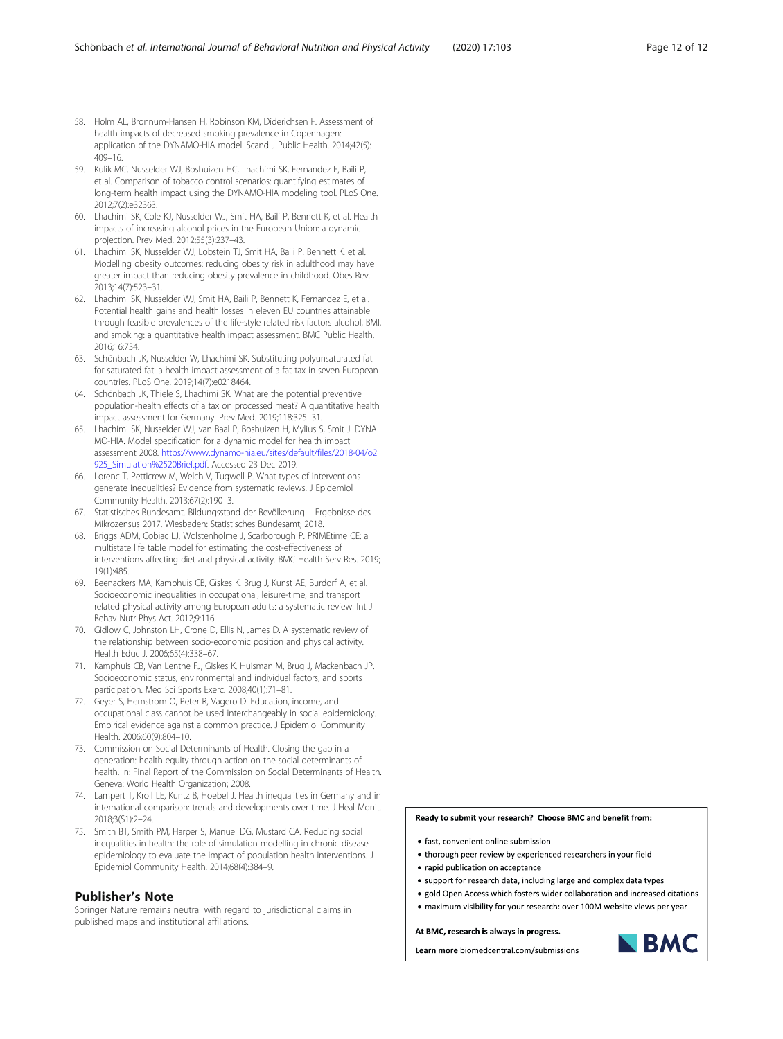58. Holm AL, Bronnum-Hansen H, Robinson KM, Diderichsen F. Assessment of health impacts of decreased smoking prevalence in Copenhagen: application of the DYNAMO-HIA model. Scand J Public Health. 2014;42(5): 409–16.
59. Kulik MC, Nusselder WJ, Boshuizen HC, Lhachimi SK, Fernandez E, Baili P, et al. Comparison of tobacco control scenarios: quantifying estimates of long-term health impact using the DYNAMO-HIA modeling tool. PLoS One. 2012;7(2):e32363.
60. Lhachimi SK, Cole KJ, Nusselder WJ, Smit HA, Baili P, Bennett K, et al. Health impacts of increasing alcohol prices in the European Union: a dynamic projection. Prev Med. 2012;55(3):237–43.
61. Lhachimi SK, Nusselder WJ, Lobstein TJ, Smit HA, Baili P, Bennett K, et al. Modelling obesity outcomes: reducing obesity risk in adulthood may have greater impact than reducing obesity prevalence in childhood. Obes Rev. 2013;14(7):523–31.
62. Lhachimi SK, Nusselder WJ, Smit HA, Baili P, Bennett K, Fernandez E, et al. Potential health gains and health losses in eleven EU countries attainable through feasible prevalences of the life-style related risk factors alcohol, BMI, and smoking: a quantitative health impact assessment. BMC Public Health. 2016;16:734.
63. Schönbach JK, Nusselder W, Lhachimi SK. Substituting polyunsaturated fat for saturated fat: a health impact assessment of a fat tax in seven European countries. PLoS One. 2019;14(7):e0218464.
64. Schönbach JK, Thiele S, Lhachimi SK. What are the potential preventive population-health effects of a tax on processed meat? A quantitative health impact assessment for Germany. Prev Med. 2019;118:325–31.
65. Lhachimi SK, Nusselder WJ, van Baal P, Boshuizen H, Mylius S, Smit J. DYNAMO-HIA. Model specification for a dynamic model for health impact assessment 2008. https://www.dynamo-hia.eu/sites/default/files/2018-04/o2925_Simulation%2520Brief.pdf. Accessed 23 Dec 2019.
66. Lorenc T, Petticrew M, Welch V, Tugwell P. What types of interventions generate inequalities? Evidence from systematic reviews. J Epidemiol Community Health. 2013;67(2):190–3.
67. Statistisches Bundesamt. Bildungsstand der Bevölkerung – Ergebnisse des Mikrozensus 2017. Wiesbaden: Statistisches Bundesamt; 2018.
68. Briggs ADM, Cobiac LJ, Wolstenholme J, Scarborough P. PRIMEtime CE: a multistate life table model for estimating the cost-effectiveness of interventions affecting diet and physical activity. BMC Health Serv Res. 2019; 19(1):485.
69. Beenackers MA, Kamphuis CB, Giskes K, Brug J, Kunst AE, Burdorf A, et al. Socioeconomic inequalities in occupational, leisure-time, and transport related physical activity among European adults: a systematic review. Int J Behav Nutr Phys Act. 2012;9:116.
70. Gidlow C, Johnston LH, Crone D, Ellis N, James D. A systematic review of the relationship between socio-economic position and physical activity. Health Educ J. 2006;65(4):338–67.
71. Kamphuis CB, Van Lenthe FJ, Giskes K, Huisman M, Brug J, Mackenbach JP. Socioeconomic status, environmental and individual factors, and sports participation. Med Sci Sports Exerc. 2008;40(1):71–81.
72. Geyer S, Hemstrom O, Peter R, Vagero D. Education, income, and occupational class cannot be used interchangeably in social epidemiology. Empirical evidence against a common practice. J Epidemiol Community Health. 2006;60(9):804–10.
73. Commission on Social Determinants of Health. Closing the gap in a generation: health equity through action on the social determinants of health. In: Final Report of the Commission on Social Determinants of Health. Geneva: World Health Organization; 2008.
74. Lampert T, Kroll LE, Kuntz B, Hoebel J. Health inequalities in Germany and in international comparison: trends and developments over time. J Heal Monit. 2018;3(S1):2–24.
75. Smith BT, Smith PM, Harper S, Manuel DG, Mustard CA. Reducing social inequalities in health: the role of simulation modelling in chronic disease epidemiology to evaluate the impact of population health interventions. J Epidemiol Community Health. 2014;68(4):384–9.

## Publisher's Note

Springer Nature remains neutral with regard to jurisdictional claims in published maps and institutional affiliations.

**Ready to submit your research? Choose BMC and benefit from:**

- fast, convenient online submission
- thorough peer review by experienced researchers in your field
- rapid publication on acceptance
- support for research data, including large and complex data types
- gold Open Access which fosters wider collaboration and increased citations
- maximum visibility for your research: over 100M website views per year

**At BMC, research is always in progress.**

**Learn more** biomedcentral.com/submissions

BMC